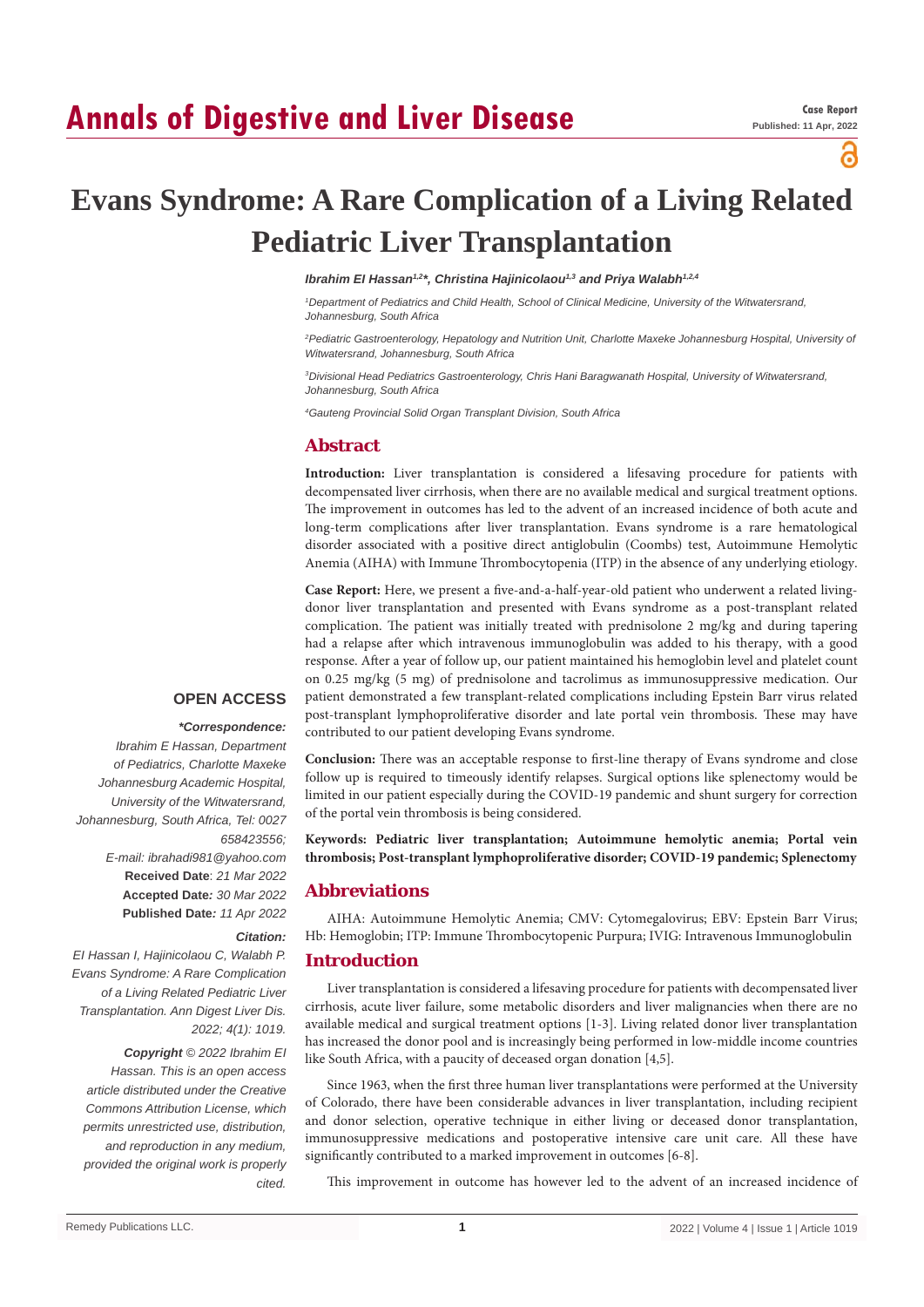# Evans Syndrome: A Rare Complication of a Living Related Pediatric Liver Transplantation

***Ibrahim El Hassan[1,2]\*, Christina Hajinicolaou[1,3] and Priya Walabh[1,2,4]***

*[1]Department of Pediatrics and Child Health, School of Clinical Medicine, University of the Witwatersrand, Johannesburg, South Africa*

*[2]Pediatric Gastroenterology, Hepatology and Nutrition Unit, Charlotte Maxeke Johannesburg Hospital, University of Witwatersrand, Johannesburg, South Africa*

*[3]Divisional Head Pediatrics Gastroenterology, Chris Hani Baragwanath Hospital, University of Witwatersrand, Johannesburg, South Africa*

*[4]Gauteng Provincial Solid Organ Transplant Division, South Africa*

## Abstract

**Introduction:** Liver transplantation is considered a lifesaving procedure for patients with decompensated liver cirrhosis, when there are no available medical and surgical treatment options. The improvement in outcomes has led to the advent of an increased incidence of both acute and long-term complications after liver transplantation. Evans syndrome is a rare hematological disorder associated with a positive direct antiglobulin (Coombs) test, Autoimmune Hemolytic Anemia (AIHA) with Immune Thrombocytopenia (ITP) in the absence of any underlying etiology.

**Case Report:** Here, we present a five-and-a-half-year-old patient who underwent a related living-donor liver transplantation and presented with Evans syndrome as a post-transplant related complication. The patient was initially treated with prednisolone 2 mg/kg and during tapering had a relapse after which intravenous immunoglobulin was added to his therapy, with a good response. After a year of follow up, our patient maintained his hemoglobin level and platelet count on 0.25 mg/kg (5 mg) of prednisolone and tacrolimus as immunosuppressive medication. Our patient demonstrated a few transplant-related complications including Epstein Barr virus related post-transplant lymphoproliferative disorder and late portal vein thrombosis. These may have contributed to our patient developing Evans syndrome.

**Conclusion:** There was an acceptable response to first-line therapy of Evans syndrome and close follow up is required to timeously identify relapses. Surgical options like splenectomy would be limited in our patient especially during the COVID-19 pandemic and shunt surgery for correction of the portal vein thrombosis is being considered.

**Keywords: Pediatric liver transplantation; Autoimmune hemolytic anemia; Portal vein thrombosis; Post-transplant lymphoproliferative disorder; COVID-19 pandemic; Splenectomy**

**OPEN ACCESS**

***\*Correspondence:***

*Ibrahim E Hassan, Department of Pediatrics, Charlotte Maxeke Johannesburg Academic Hospital, University of the Witwatersrand, Johannesburg, South Africa, Tel: 0027 658423556;*

*E-mail: ibrahadi981@yahoo.com*

**Received Date**: *21 Mar 2022*

**Accepted Date***: 30 Mar 2022*

**Published Date***: 11 Apr 2022*

***Citation:***

*El Hassan I, Hajinicolaou C, Walabh P. Evans Syndrome: A Rare Complication of a Living Related Pediatric Liver Transplantation. Ann Digest Liver Dis. 2022; 4(1): 1019.*

***Copyright** © 2022 Ibrahim El Hassan. This is an open access article distributed under the Creative Commons Attribution License, which permits unrestricted use, distribution, and reproduction in any medium, provided the original work is properly cited.*

## Abbreviations

AIHA: Autoimmune Hemolytic Anemia; CMV: Cytomegalovirus; EBV: Epstein Barr Virus; Hb: Hemoglobin; ITP: Immune Thrombocytopenic Purpura; IVIG: Intravenous Immunoglobulin

## Introduction

Liver transplantation is considered a lifesaving procedure for patients with decompensated liver cirrhosis, acute liver failure, some metabolic disorders and liver malignancies when there are no available medical and surgical treatment options [1-3]. Living related donor liver transplantation has increased the donor pool and is increasingly being performed in low-middle income countries like South Africa, with a paucity of deceased organ donation [4,5].

Since 1963, when the first three human liver transplantations were performed at the University of Colorado, there have been considerable advances in liver transplantation, including recipient and donor selection, operative technique in either living or deceased donor transplantation, immunosuppressive medications and postoperative intensive care unit care. All these have significantly contributed to a marked improvement in outcomes [6-8].

This improvement in outcome has however led to the advent of an increased incidence of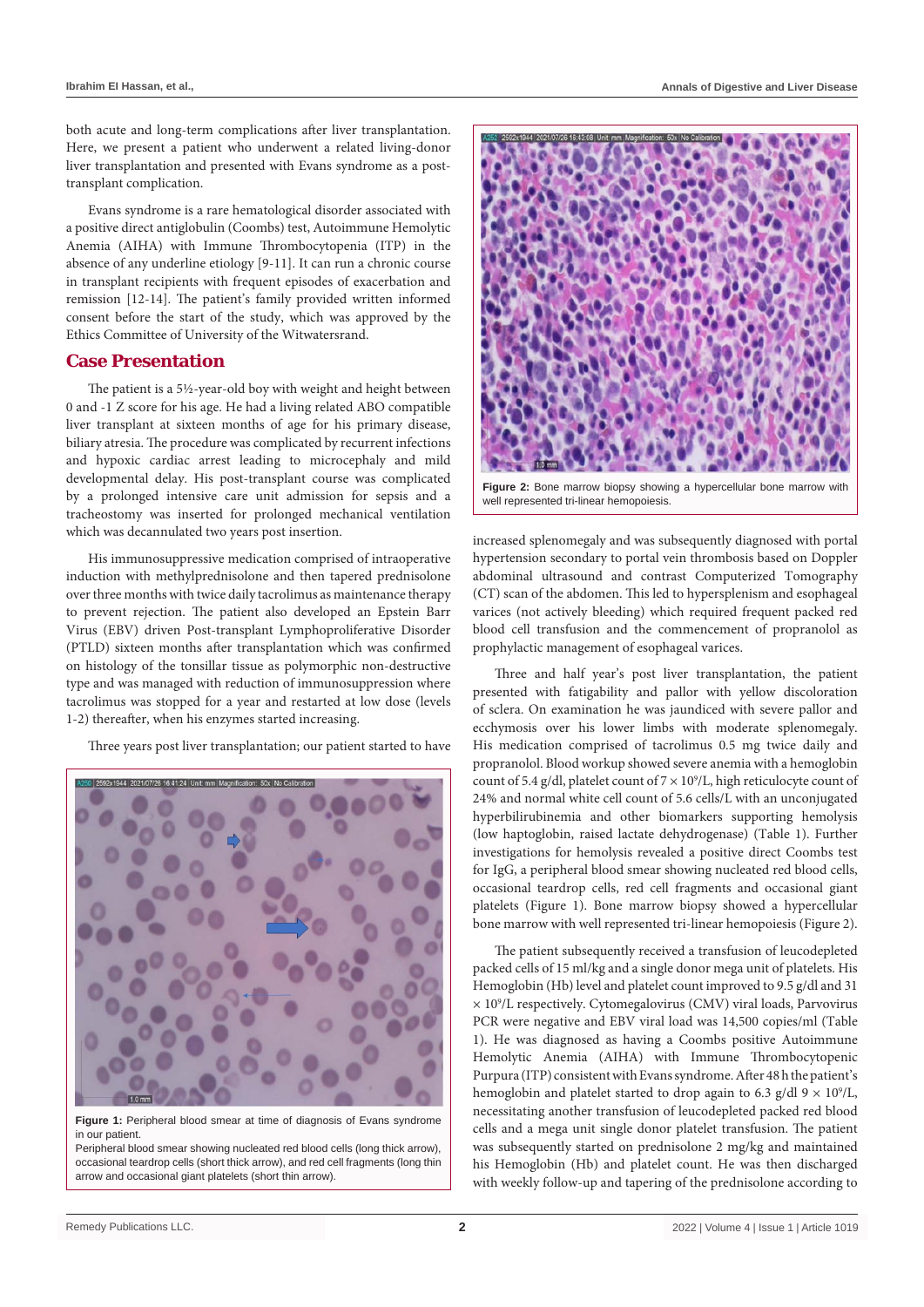both acute and long-term complications after liver transplantation. Here, we present a patient who underwent a related living-donor liver transplantation and presented with Evans syndrome as a post-transplant complication.

Evans syndrome is a rare hematological disorder associated with a positive direct antiglobulin (Coombs) test, Autoimmune Hemolytic Anemia (AIHA) with Immune Thrombocytopenia (ITP) in the absence of any underline etiology [9-11]. It can run a chronic course in transplant recipients with frequent episodes of exacerbation and remission [12-14]. The patient's family provided written informed consent before the start of the study, which was approved by the Ethics Committee of University of the Witwatersrand.

## Case Presentation

The patient is a 5½-year-old boy with weight and height between 0 and -1 Z score for his age. He had a living related ABO compatible liver transplant at sixteen months of age for his primary disease, biliary atresia. The procedure was complicated by recurrent infections and hypoxic cardiac arrest leading to microcephaly and mild developmental delay. His post-transplant course was complicated by a prolonged intensive care unit admission for sepsis and a tracheostomy was inserted for prolonged mechanical ventilation which was decannulated two years post insertion.

His immunosuppressive medication comprised of intraoperative induction with methylprednisolone and then tapered prednisolone over three months with twice daily tacrolimus as maintenance therapy to prevent rejection. The patient also developed an Epstein Barr Virus (EBV) driven Post-transplant Lymphoproliferative Disorder (PTLD) sixteen months after transplantation which was confirmed on histology of the tonsillar tissue as polymorphic non-destructive type and was managed with reduction of immunosuppression where tacrolimus was stopped for a year and restarted at low dose (levels 1-2) thereafter, when his enzymes started increasing.

Three years post liver transplantation; our patient started to have increased splenomegaly and was subsequently diagnosed with portal hypertension secondary to portal vein thrombosis based on Doppler abdominal ultrasound and contrast Computerized Tomography (CT) scan of the abdomen. This led to hypersplenism and esophageal varices (not actively bleeding) which required frequent packed red blood cell transfusion and the commencement of propranolol as prophylactic management of esophageal varices.

**Figure 1:** Peripheral blood smear at time of diagnosis of Evans syndrome in our patient.
Peripheral blood smear showing nucleated red blood cells (long thick arrow), occasional teardrop cells (short thick arrow), and red cell fragments (long thin arrow and occasional giant platelets (short thin arrow).

**Figure 2:** Bone marrow biopsy showing a hypercellular bone marrow with well represented tri-linear hemopoiesis.

Three and half year's post liver transplantation, the patient presented with fatigability and pallor with yellow discoloration of sclera. On examination he was jaundiced with severe pallor and ecchymosis over his lower limbs with moderate splenomegaly. His medication comprised of tacrolimus 0.5 mg twice daily and propranolol. Blood workup showed severe anemia with a hemoglobin count of 5.4 g/dl, platelet count of $7 \times 10^9$/L, high reticulocyte count of 24% and normal white cell count of 5.6 cells/L with an unconjugated hyperbilirubinemia and other biomarkers supporting hemolysis (low haptoglobin, raised lactate dehydrogenase) (Table 1). Further investigations for hemolysis revealed a positive direct Coombs test for IgG, a peripheral blood smear showing nucleated red blood cells, occasional teardrop cells, red cell fragments and occasional giant platelets (Figure 1). Bone marrow biopsy showed a hypercellular bone marrow with well represented tri-linear hemopoiesis (Figure 2).

The patient subsequently received a transfusion of leucodepleted packed cells of 15 ml/kg and a single donor mega unit of platelets. His Hemoglobin (Hb) level and platelet count improved to 9.5 g/dl and 31 $\times 10^9$/L respectively. Cytomegalovirus (CMV) viral loads, Parvovirus PCR were negative and EBV viral load was 14,500 copies/ml (Table 1). He was diagnosed as having a Coombs positive Autoimmune Hemolytic Anemia (AIHA) with Immune Thrombocytopenic Purpura (ITP) consistent with Evans syndrome. After 48 h the patient's hemoglobin and platelet started to drop again to 6.3 g/dl $9 \times 10^9$/L, necessitating another transfusion of leucodepleted packed red blood cells and a mega unit single donor platelet transfusion. The patient was subsequently started on prednisolone 2 mg/kg and maintained his Hemoglobin (Hb) and platelet count. He was then discharged with weekly follow-up and tapering of the prednisolone according to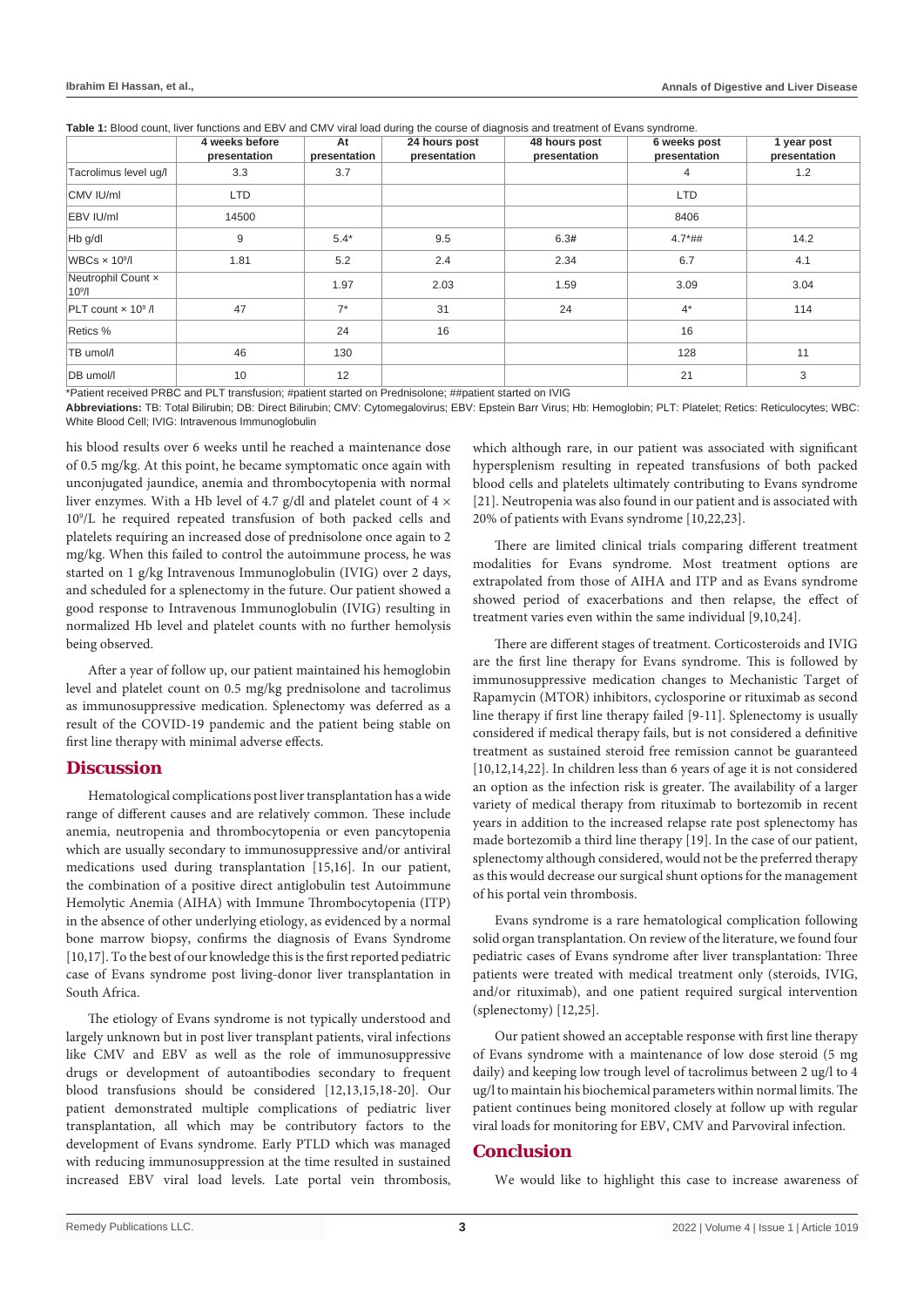**Table 1:** Blood count, liver functions and EBV and CMV viral load during the course of diagnosis and treatment of Evans syndrome.

| | 4 weeks before presentation | At presentation | 24 hours post presentation | 48 hours post presentation | 6 weeks post presentation | 1 year post presentation |
|---|---|---|---|---|---|---|
| Tacrolimus level ug/l | 3.3 | 3.7 | | | 4 | 1.2 |
| CMV IU/ml | LTD | | | | LTD | |
| EBV IU/ml | 14500 | | | | 8406 | |
| Hb g/dl | 9 | 5.4* | 9.5 | 6.3# | 4.7*## | 14.2 |
| WBCs × $10^9$/l | 1.81 | 5.2 | 2.4 | 2.34 | 6.7 | 4.1 |
| Neutrophil Count × $10^9$/l | | 1.97 | 2.03 | 1.59 | 3.09 | 3.04 |
| PLT count × $10^9$ /l | 47 | 7* | 31 | 24 | 4* | 114 |
| Retics % | | 24 | 16 | | 16 | |
| TB umol/l | 46 | 130 | | | 128 | 11 |
| DB umol/l | 10 | 12 | | | 21 | 3 |

*Patient received PRBC and PLT transfusion; #patient started on Prednisolone; ##patient started on IVIG

**Abbreviations:** TB: Total Bilirubin; DB: Direct Bilirubin; CMV: Cytomegalovirus; EBV: Epstein Barr Virus; Hb: Hemoglobin; PLT: Platelet; Retics: Reticulocytes; WBC: White Blood Cell; IVIG: Intravenous Immunoglobulin

his blood results over 6 weeks until he reached a maintenance dose of 0.5 mg/kg. At this point, he became symptomatic once again with unconjugated jaundice, anemia and thrombocytopenia with normal liver enzymes. With a Hb level of 4.7 g/dl and platelet count of 4 × $10^9$/L he required repeated transfusion of both packed cells and platelets requiring an increased dose of prednisolone once again to 2 mg/kg. When this failed to control the autoimmune process, he was started on 1 g/kg Intravenous Immunoglobulin (IVIG) over 2 days, and scheduled for a splenectomy in the future. Our patient showed a good response to Intravenous Immunoglobulin (IVIG) resulting in normalized Hb level and platelet counts with no further hemolysis being observed.

After a year of follow up, our patient maintained his hemoglobin level and platelet count on 0.5 mg/kg prednisolone and tacrolimus as immunosuppressive medication. Splenectomy was deferred as a result of the COVID-19 pandemic and the patient being stable on first line therapy with minimal adverse effects.

## Discussion

Hematological complications post liver transplantation has a wide range of different causes and are relatively common. These include anemia, neutropenia and thrombocytopenia or even pancytopenia which are usually secondary to immunosuppressive and/or antiviral medications used during transplantation [15,16]. In our patient, the combination of a positive direct antiglobulin test Autoimmune Hemolytic Anemia (AIHA) with Immune Thrombocytopenia (ITP) in the absence of other underlying etiology, as evidenced by a normal bone marrow biopsy, confirms the diagnosis of Evans Syndrome [10,17]. To the best of our knowledge this is the first reported pediatric case of Evans syndrome post living-donor liver transplantation in South Africa.

The etiology of Evans syndrome is not typically understood and largely unknown but in post liver transplant patients, viral infections like CMV and EBV as well as the role of immunosuppressive drugs or development of autoantibodies secondary to frequent blood transfusions should be considered [12,13,15,18-20]. Our patient demonstrated multiple complications of pediatric liver transplantation, all which may be contributory factors to the development of Evans syndrome. Early PTLD which was managed with reducing immunosuppression at the time resulted in sustained increased EBV viral load levels. Late portal vein thrombosis, which although rare, in our patient was associated with significant hypersplenism resulting in repeated transfusions of both packed blood cells and platelets ultimately contributing to Evans syndrome [21]. Neutropenia was also found in our patient and is associated with 20% of patients with Evans syndrome [10,22,23].

There are limited clinical trials comparing different treatment modalities for Evans syndrome. Most treatment options are extrapolated from those of AIHA and ITP and as Evans syndrome showed period of exacerbations and then relapse, the effect of treatment varies even within the same individual [9,10,24].

There are different stages of treatment. Corticosteroids and IVIG are the first line therapy for Evans syndrome. This is followed by immunosuppressive medication changes to Mechanistic Target of Rapamycin (MTOR) inhibitors, cyclosporine or rituximab as second line therapy if first line therapy failed [9-11]. Splenectomy is usually considered if medical therapy fails, but is not considered a definitive treatment as sustained steroid free remission cannot be guaranteed [10,12,14,22]. In children less than 6 years of age it is not considered an option as the infection risk is greater. The availability of a larger variety of medical therapy from rituximab to bortezomib in recent years in addition to the increased relapse rate post splenectomy has made bortezomib a third line therapy [19]. In the case of our patient, splenectomy although considered, would not be the preferred therapy as this would decrease our surgical shunt options for the management of his portal vein thrombosis.

Evans syndrome is a rare hematological complication following solid organ transplantation. On review of the literature, we found four pediatric cases of Evans syndrome after liver transplantation: Three patients were treated with medical treatment only (steroids, IVIG, and/or rituximab), and one patient required surgical intervention (splenectomy) [12,25].

Our patient showed an acceptable response with first line therapy of Evans syndrome with a maintenance of low dose steroid (5 mg daily) and keeping low trough level of tacrolimus between 2 ug/l to 4 ug/l to maintain his biochemical parameters within normal limits. The patient continues being monitored closely at follow up with regular viral loads for monitoring for EBV, CMV and Parvoviral infection.

## Conclusion

We would like to highlight this case to increase awareness of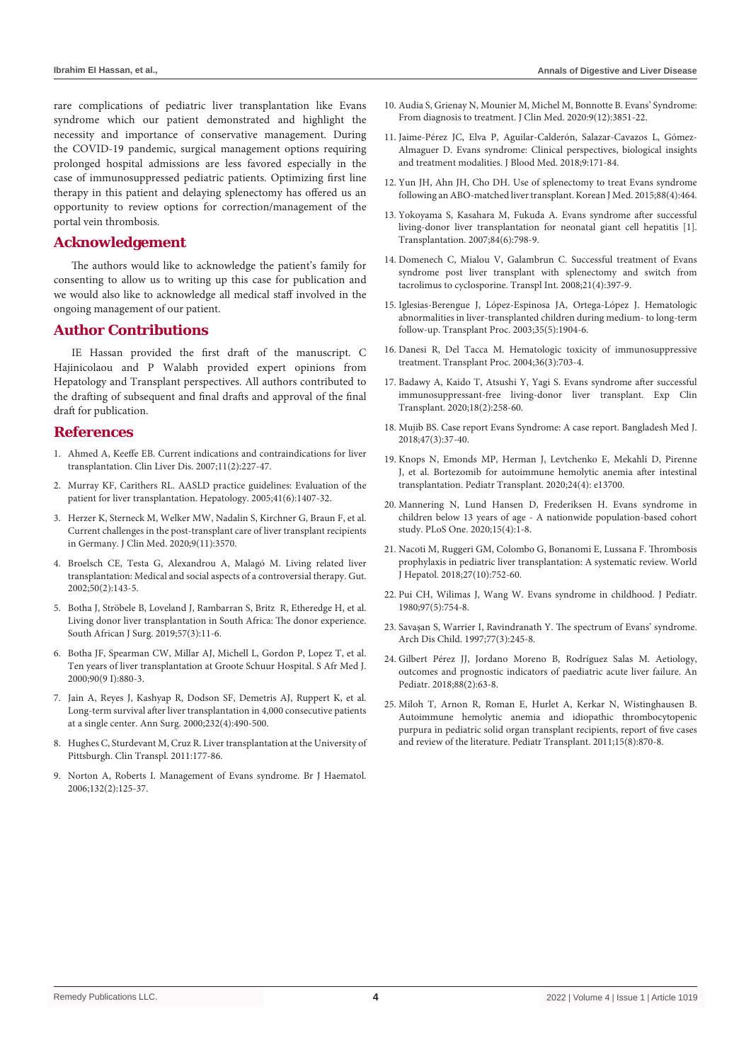rare complications of pediatric liver transplantation like Evans syndrome which our patient demonstrated and highlight the necessity and importance of conservative management. During the COVID-19 pandemic, surgical management options requiring prolonged hospital admissions are less favored especially in the case of immunosuppressed pediatric patients. Optimizing first line therapy in this patient and delaying splenectomy has offered us an opportunity to review options for correction/management of the portal vein thrombosis.

## Acknowledgement

The authors would like to acknowledge the patient's family for consenting to allow us to writing up this case for publication and we would also like to acknowledge all medical staff involved in the ongoing management of our patient.

## Author Contributions

IE Hassan provided the first draft of the manuscript. C Hajinicolaou and P Walabh provided expert opinions from Hepatology and Transplant perspectives. All authors contributed to the drafting of subsequent and final drafts and approval of the final draft for publication.

## References

1. Ahmed A, Keeffe EB. Current indications and contraindications for liver transplantation. Clin Liver Dis. 2007;11(2):227-47.
2. Murray KF, Carithers RL. AASLD practice guidelines: Evaluation of the patient for liver transplantation. Hepatology. 2005;41(6):1407-32.
3. Herzer K, Sterneck M, Welker MW, Nadalin S, Kirchner G, Braun F, et al. Current challenges in the post-transplant care of liver transplant recipients in Germany. J Clin Med. 2020;9(11):3570.
4. Broelsch CE, Testa G, Alexandrou A, Malagó M. Living related liver transplantation: Medical and social aspects of a controversial therapy. Gut. 2002;50(2):143-5.
5. Botha J, Ströbele B, Loveland J, Rambarran S, Britz R, Etheredge H, et al. Living donor liver transplantation in South Africa: The donor experience. South African J Surg. 2019;57(3):11-6.
6. Botha JF, Spearman CW, Millar AJ, Michell L, Gordon P, Lopez T, et al. Ten years of liver transplantation at Groote Schuur Hospital. S Afr Med J. 2000;90(9 I):880-3.
7. Jain A, Reyes J, Kashyap R, Dodson SF, Demetris AJ, Ruppert K, et al. Long-term survival after liver transplantation in 4,000 consecutive patients at a single center. Ann Surg. 2000;232(4):490-500.
8. Hughes C, Sturdevant M, Cruz R. Liver transplantation at the University of Pittsburgh. Clin Transpl. 2011:177-86.
9. Norton A, Roberts I. Management of Evans syndrome. Br J Haematol. 2006;132(2):125-37.
10. Audia S, Grienay N, Mounier M, Michel M, Bonnotte B. Evans' Syndrome: From diagnosis to treatment. J Clin Med. 2020:9(12):3851-22.
11. Jaime-Pérez JC, Elva P, Aguilar-Calderón, Salazar-Cavazos L, Gómez-Almaguer D. Evans syndrome: Clinical perspectives, biological insights and treatment modalities. J Blood Med. 2018;9:171-84.
12. Yun JH, Ahn JH, Cho DH. Use of splenectomy to treat Evans syndrome following an ABO-matched liver transplant. Korean J Med. 2015;88(4):464.
13. Yokoyama S, Kasahara M, Fukuda A. Evans syndrome after successful living-donor liver transplantation for neonatal giant cell hepatitis [1]. Transplantation. 2007;84(6):798-9.
14. Domenech C, Mialou V, Galambrun C. Successful treatment of Evans syndrome post liver transplant with splenectomy and switch from tacrolimus to cyclosporine. Transpl Int. 2008;21(4):397-9.
15. Iglesias-Berengue J, López-Espinosa JA, Ortega-López J. Hematologic abnormalities in liver-transplanted children during medium- to long-term follow-up. Transplant Proc. 2003;35(5):1904-6.
16. Danesi R, Del Tacca M. Hematologic toxicity of immunosuppressive treatment. Transplant Proc. 2004;36(3):703-4.
17. Badawy A, Kaido T, Atsushi Y, Yagi S. Evans syndrome after successful immunosuppressant-free living-donor liver transplant. Exp Clin Transplant. 2020;18(2):258-60.
18. Mujib BS. Case report Evans Syndrome: A case report. Bangladesh Med J. 2018;47(3):37-40.
19. Knops N, Emonds MP, Herman J, Levtchenko E, Mekahli D, Pirenne J, et al. Bortezomib for autoimmune hemolytic anemia after intestinal transplantation. Pediatr Transplant. 2020;24(4): e13700.
20. Mannering N, Lund Hansen D, Frederiksen H. Evans syndrome in children below 13 years of age - A nationwide population-based cohort study. PLoS One. 2020;15(4):1-8.
21. Nacoti M, Ruggeri GM, Colombo G, Bonanomi E, Lussana F. Thrombosis prophylaxis in pediatric liver transplantation: A systematic review. World J Hepatol. 2018;27(10):752-60.
22. Pui CH, Wilimas J, Wang W. Evans syndrome in childhood. J Pediatr. 1980;97(5):754-8.
23. Savaşan S, Warrier I, Ravindranath Y. The spectrum of Evans' syndrome. Arch Dis Child. 1997;77(3):245-8.
24. Gilbert Pérez JJ, Jordano Moreno B, Rodríguez Salas M. Aetiology, outcomes and prognostic indicators of paediatric acute liver failure. An Pediatr. 2018;88(2):63-8.
25. Miloh T, Arnon R, Roman E, Hurlet A, Kerkar N, Wistinghausen B. Autoimmune hemolytic anemia and idiopathic thrombocytopenic purpura in pediatric solid organ transplant recipients, report of five cases and review of the literature. Pediatr Transplant. 2011;15(8):870-8.